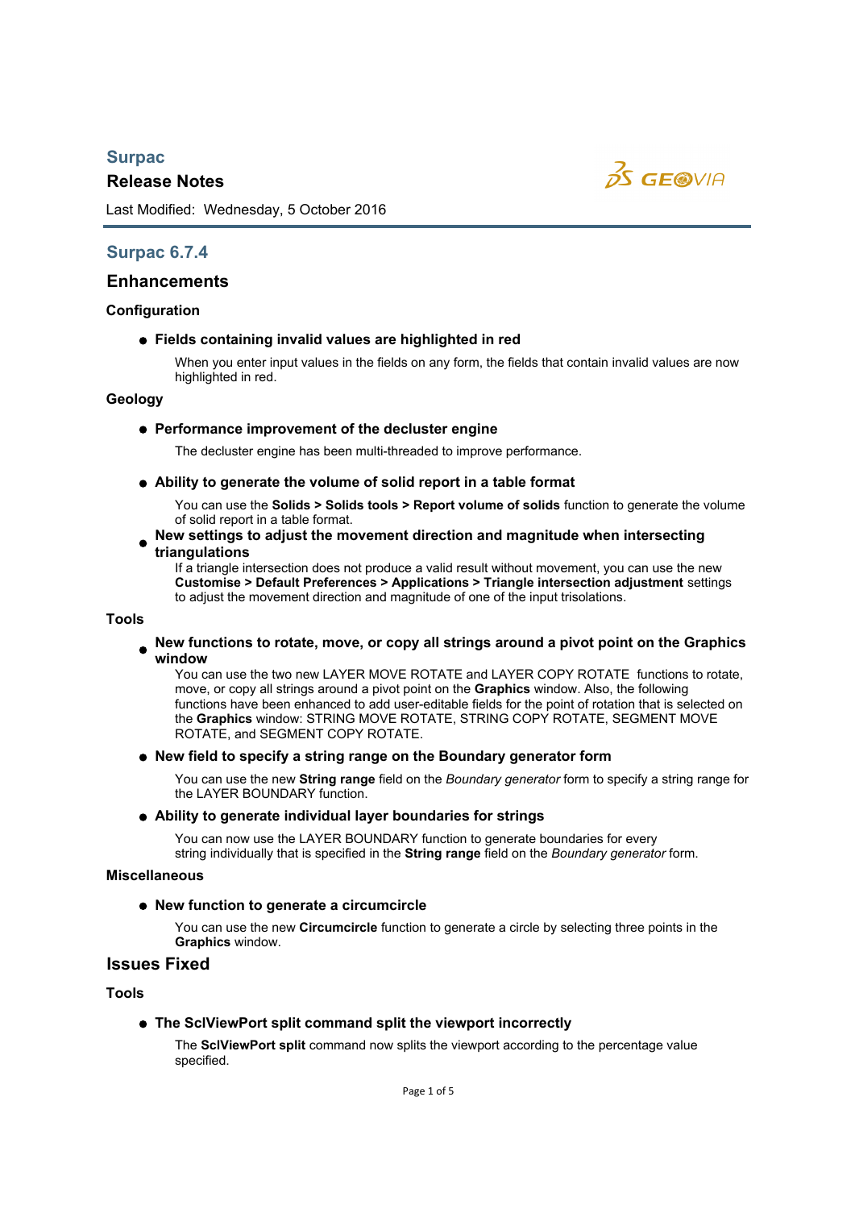# Surpac

## Release Notes

Last Modified: Wednesday, 5 October 2016

## Surpac 6.7.4

### Enhancements

#### Configuration

- **Fields containing invalid values are highlighted in red**

  When you enter input values in the fields on any form, the fields that contain invalid values are now highlighted in red.

#### Geology

- **Performance improvement of the decluster engine**

  The decluster engine has been multi-threaded to improve performance.

- **Ability to generate the volume of solid report in a table format**

  You can use the **Solids > Solids tools > Report volume of solids** function to generate the volume of solid report in a table format.

- **New settings to adjust the movement direction and magnitude when intersecting triangulations**

  If a triangle intersection does not produce a valid result without movement, you can use the new **Customise > Default Preferences > Applications > Triangle intersection adjustment** settings to adjust the movement direction and magnitude of one of the input trisolations.

#### Tools

- **New functions to rotate, move, or copy all strings around a pivot point on the Graphics window**

  You can use the two new LAYER MOVE ROTATE and LAYER COPY ROTATE functions to rotate, move, or copy all strings around a pivot point on the **Graphics** window. Also, the following functions have been enhanced to add user-editable fields for the point of rotation that is selected on the **Graphics** window: STRING MOVE ROTATE, STRING COPY ROTATE, SEGMENT MOVE ROTATE, and SEGMENT COPY ROTATE.

- **New field to specify a string range on the Boundary generator form**

  You can use the new **String range** field on the *Boundary generator* form to specify a string range for the LAYER BOUNDARY function.

- **Ability to generate individual layer boundaries for strings**

  You can now use the LAYER BOUNDARY function to generate boundaries for every string individually that is specified in the **String range** field on the *Boundary generator* form.

#### Miscellaneous

- **New function to generate a circumcircle**

  You can use the new **Circumcircle** function to generate a circle by selecting three points in the **Graphics** window.

### Issues Fixed

#### Tools

- **The SclViewPort split command split the viewport incorrectly**

  The **SclViewPort split** command now splits the viewport according to the percentage value specified.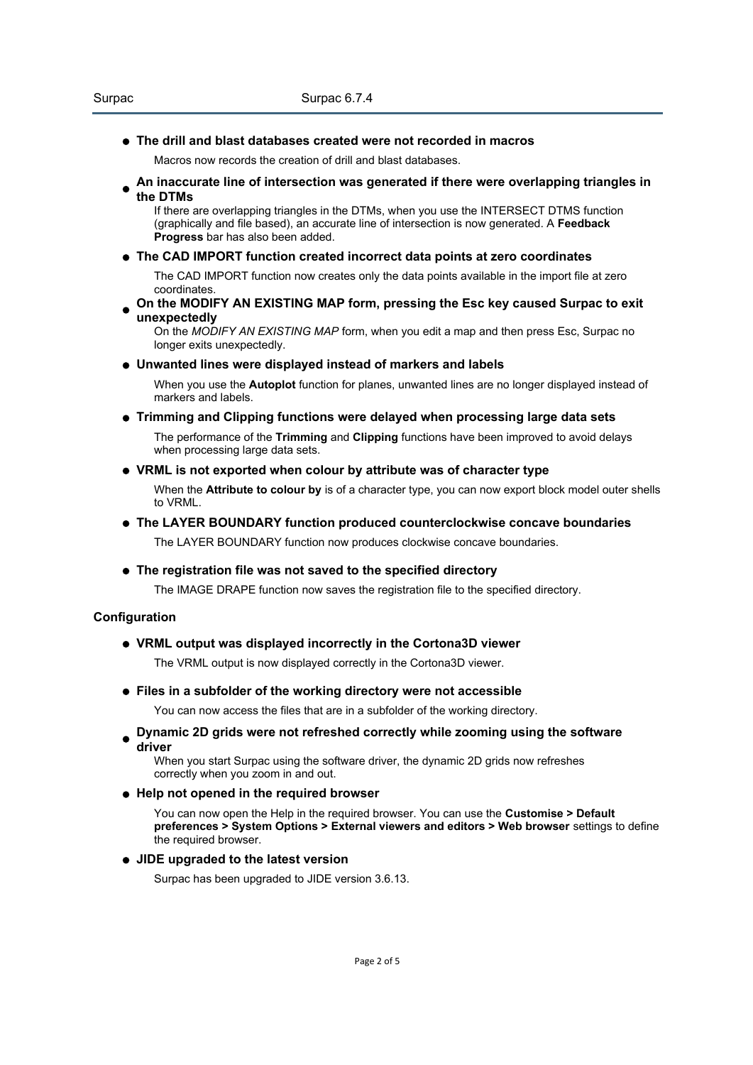- **The drill and blast databases created were not recorded in macros**

  Macros now records the creation of drill and blast databases.

- **An inaccurate line of intersection was generated if there were overlapping triangles in the DTMs**

  If there are overlapping triangles in the DTMs, when you use the INTERSECT DTMS function (graphically and file based), an accurate line of intersection is now generated. A **Feedback Progress** bar has also been added.

- **The CAD IMPORT function created incorrect data points at zero coordinates**

  The CAD IMPORT function now creates only the data points available in the import file at zero coordinates.

- **On the MODIFY AN EXISTING MAP form, pressing the Esc key caused Surpac to exit unexpectedly**

  On the *MODIFY AN EXISTING MAP* form, when you edit a map and then press Esc, Surpac no longer exits unexpectedly.

- **Unwanted lines were displayed instead of markers and labels**

  When you use the **Autoplot** function for planes, unwanted lines are no longer displayed instead of markers and labels.

- **Trimming and Clipping functions were delayed when processing large data sets**

  The performance of the **Trimming** and **Clipping** functions have been improved to avoid delays when processing large data sets.

- **VRML is not exported when colour by attribute was of character type**

  When the **Attribute to colour by** is of a character type, you can now export block model outer shells to VRML.

- **The LAYER BOUNDARY function produced counterclockwise concave boundaries**

  The LAYER BOUNDARY function now produces clockwise concave boundaries.

- **The registration file was not saved to the specified directory**

  The IMAGE DRAPE function now saves the registration file to the specified directory.

### Configuration

- **VRML output was displayed incorrectly in the Cortona3D viewer**

  The VRML output is now displayed correctly in the Cortona3D viewer.

- **Files in a subfolder of the working directory were not accessible**

  You can now access the files that are in a subfolder of the working directory.

- **Dynamic 2D grids were not refreshed correctly while zooming using the software driver**

  When you start Surpac using the software driver, the dynamic 2D grids now refreshes correctly when you zoom in and out.

- **Help not opened in the required browser**

  You can now open the Help in the required browser. You can use the **Customise > Default preferences > System Options > External viewers and editors > Web browser** settings to define the required browser.

- **JIDE upgraded to the latest version**

  Surpac has been upgraded to JIDE version 3.6.13.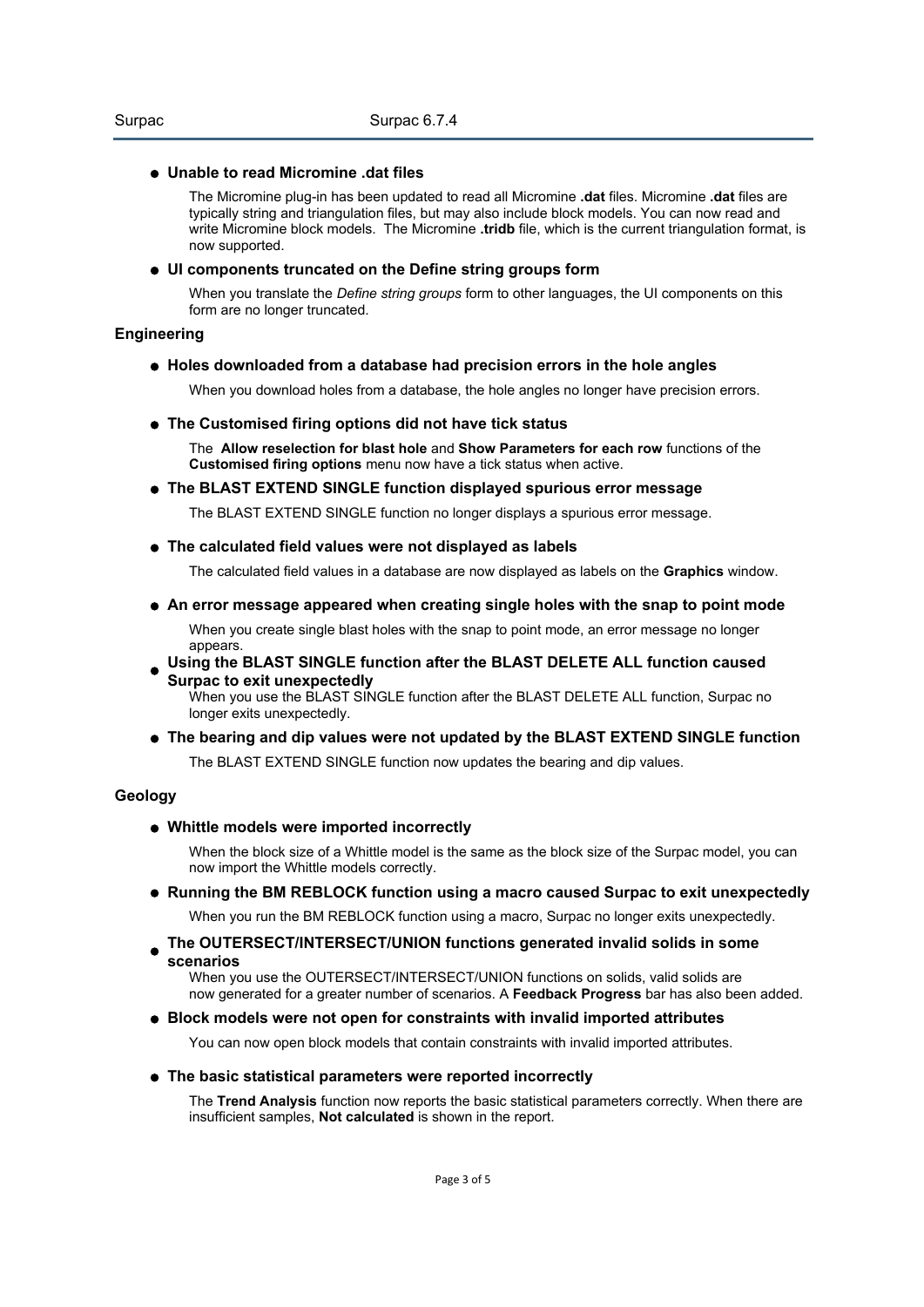- **Unable to read Micromine .dat files**

  The Micromine plug-in has been updated to read all Micromine **.dat** files. Micromine **.dat** files are typically string and triangulation files, but may also include block models. You can now read and write Micromine block models. The Micromine **.tridb** file, which is the current triangulation format, is now supported.

- **UI components truncated on the Define string groups form**

  When you translate the *Define string groups* form to other languages, the UI components on this form are no longer truncated.

### Engineering

- **Holes downloaded from a database had precision errors in the hole angles**

  When you download holes from a database, the hole angles no longer have precision errors.

- **The Customised firing options did not have tick status**

  The **Allow reselection for blast hole** and **Show Parameters for each row** functions of the **Customised firing options** menu now have a tick status when active.

- **The BLAST EXTEND SINGLE function displayed spurious error message**

  The BLAST EXTEND SINGLE function no longer displays a spurious error message.

- **The calculated field values were not displayed as labels**

  The calculated field values in a database are now displayed as labels on the **Graphics** window.

- **An error message appeared when creating single holes with the snap to point mode**

  When you create single blast holes with the snap to point mode, an error message no longer appears.

- **Using the BLAST SINGLE function after the BLAST DELETE ALL function caused Surpac to exit unexpectedly**

  When you use the BLAST SINGLE function after the BLAST DELETE ALL function, Surpac no longer exits unexpectedly.

- **The bearing and dip values were not updated by the BLAST EXTEND SINGLE function**

  The BLAST EXTEND SINGLE function now updates the bearing and dip values.

### Geology

- **Whittle models were imported incorrectly**

  When the block size of a Whittle model is the same as the block size of the Surpac model, you can now import the Whittle models correctly.

- **Running the BM REBLOCK function using a macro caused Surpac to exit unexpectedly**

  When you run the BM REBLOCK function using a macro, Surpac no longer exits unexpectedly.

- **The OUTERSECT/INTERSECT/UNION functions generated invalid solids in some scenarios**

  When you use the OUTERSECT/INTERSECT/UNION functions on solids, valid solids are now generated for a greater number of scenarios. A **Feedback Progress** bar has also been added.

- **Block models were not open for constraints with invalid imported attributes**

  You can now open block models that contain constraints with invalid imported attributes.

- **The basic statistical parameters were reported incorrectly**

  The **Trend Analysis** function now reports the basic statistical parameters correctly. When there are insufficient samples, **Not calculated** is shown in the report.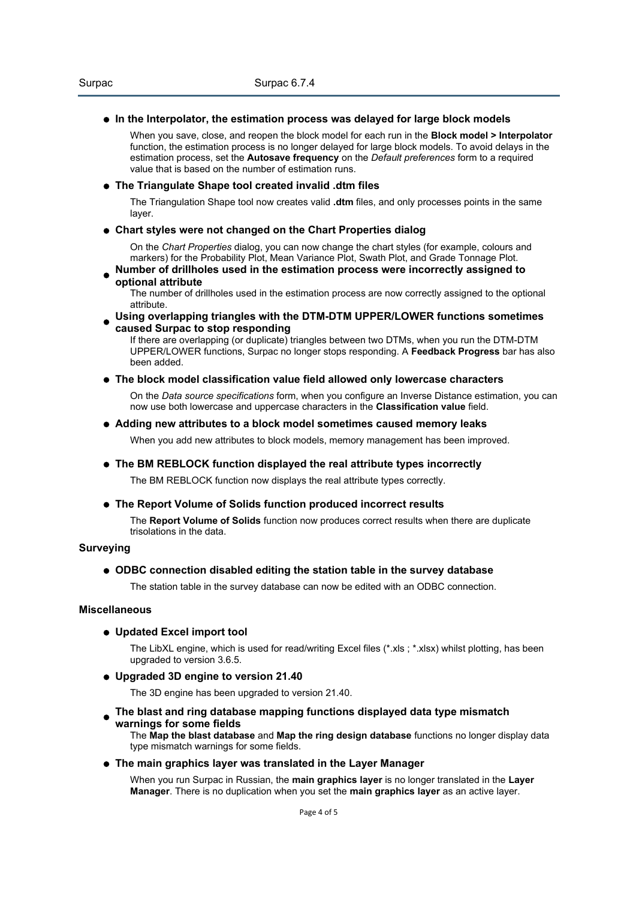- **In the Interpolator, the estimation process was delayed for large block models**

  When you save, close, and reopen the block model for each run in the **Block model > Interpolator** function, the estimation process is no longer delayed for large block models. To avoid delays in the estimation process, set the **Autosave frequency** on the *Default preferences* form to a required value that is based on the number of estimation runs.

- **The Triangulate Shape tool created invalid .dtm files**

  The Triangulation Shape tool now creates valid **.dtm** files, and only processes points in the same layer.

- **Chart styles were not changed on the Chart Properties dialog**

  On the *Chart Properties* dialog, you can now change the chart styles (for example, colours and markers) for the Probability Plot, Mean Variance Plot, Swath Plot, and Grade Tonnage Plot.

- **Number of drillholes used in the estimation process were incorrectly assigned to optional attribute**

  The number of drillholes used in the estimation process are now correctly assigned to the optional attribute.

- **Using overlapping triangles with the DTM-DTM UPPER/LOWER functions sometimes caused Surpac to stop responding**

  If there are overlapping (or duplicate) triangles between two DTMs, when you run the DTM-DTM UPPER/LOWER functions, Surpac no longer stops responding. A **Feedback Progress** bar has also been added.

- **The block model classification value field allowed only lowercase characters**

  On the *Data source specifications* form, when you configure an Inverse Distance estimation, you can now use both lowercase and uppercase characters in the **Classification value** field.

- **Adding new attributes to a block model sometimes caused memory leaks**

  When you add new attributes to block models, memory management has been improved.

- **The BM REBLOCK function displayed the real attribute types incorrectly**

  The BM REBLOCK function now displays the real attribute types correctly.

- **The Report Volume of Solids function produced incorrect results**

  The **Report Volume of Solids** function now produces correct results when there are duplicate trisolations in the data.

**Surveying**

- **ODBC connection disabled editing the station table in the survey database**

  The station table in the survey database can now be edited with an ODBC connection.

**Miscellaneous**

- **Updated Excel import tool**

  The LibXL engine, which is used for read/writing Excel files (*.xls ; *.xlsx) whilst plotting, has been upgraded to version 3.6.5.

- **Upgraded 3D engine to version 21.40**

  The 3D engine has been upgraded to version 21.40.

- **The blast and ring database mapping functions displayed data type mismatch warnings for some fields**

  The **Map the blast database** and **Map the ring design database** functions no longer display data type mismatch warnings for some fields.

- **The main graphics layer was translated in the Layer Manager**

  When you run Surpac in Russian, the **main graphics layer** is no longer translated in the **Layer Manager**. There is no duplication when you set the **main graphics layer** as an active layer.